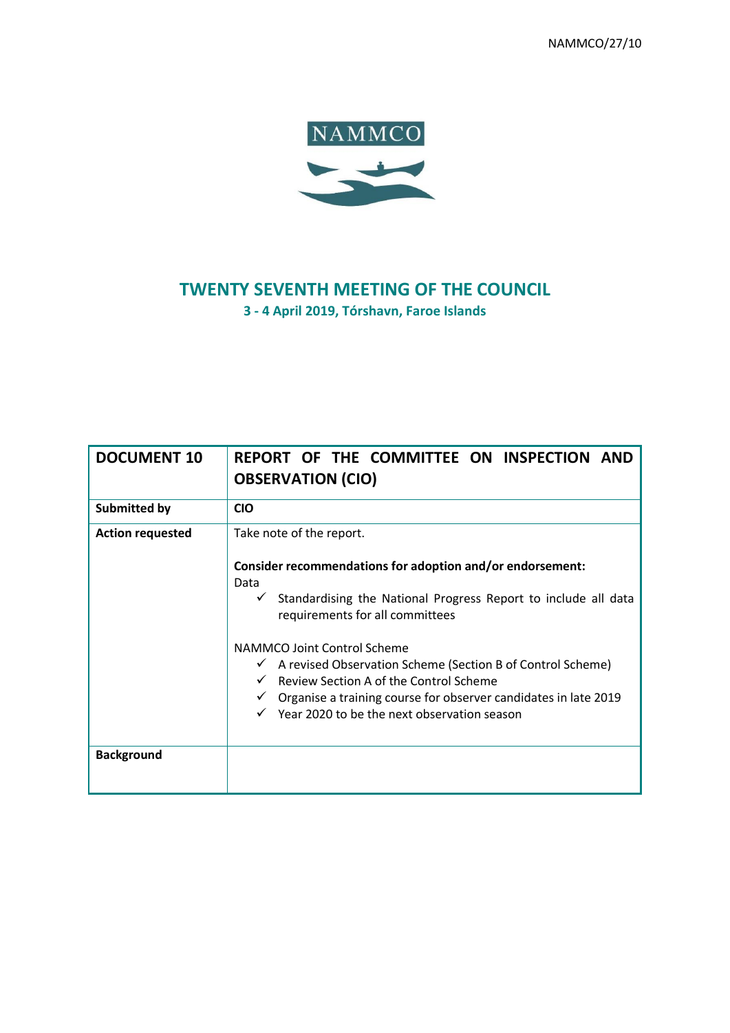NAMMCO/27/10

NAMMCO

# TWENTY SEVENTH MEETING OF THE COUNCIL

**3 - 4 April 2019, Tórshavn, Faroe Islands**

| **DOCUMENT 10** | **REPORT OF THE COMMITTEE ON INSPECTION AND OBSERVATION (CIO)** |
|---|---|
| **Submitted by** | **CIO** |
| **Action requested** | Take note of the report.<br><br>**Consider recommendations for adoption and/or endorsement:**<br>Data<br>✓ Standardising the National Progress Report to include all data requirements for all committees<br><br>NAMMCO Joint Control Scheme<br>✓ A revised Observation Scheme (Section B of Control Scheme)<br>✓ Review Section A of the Control Scheme<br>✓ Organise a training course for observer candidates in late 2019<br>✓ Year 2020 to be the next observation season |
| **Background** | |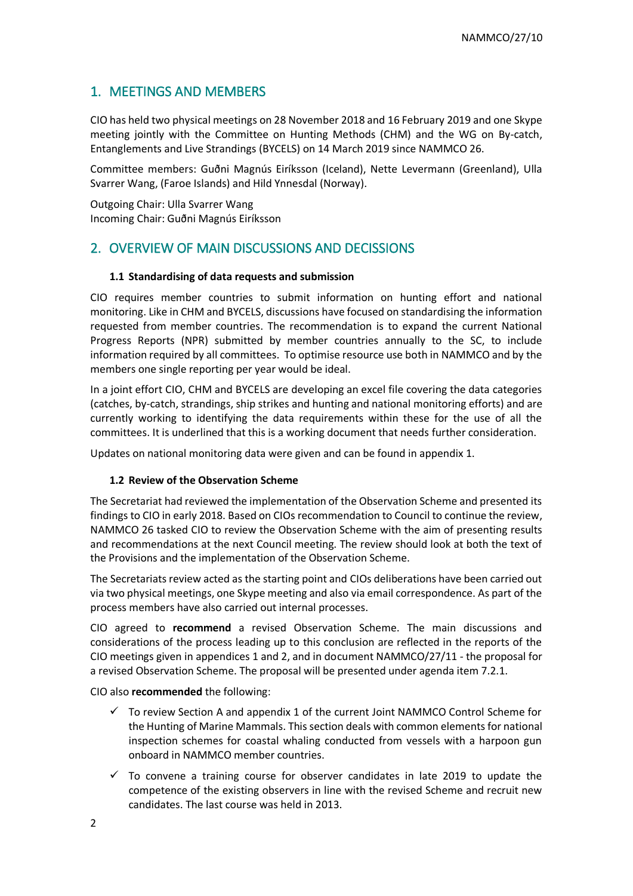## 1. MEETINGS AND MEMBERS

CIO has held two physical meetings on 28 November 2018 and 16 February 2019 and one Skype meeting jointly with the Committee on Hunting Methods (CHM) and the WG on By-catch, Entanglements and Live Strandings (BYCELS) on 14 March 2019 since NAMMCO 26.

Committee members: Guðni Magnús Eiríksson (Iceland), Nette Levermann (Greenland), Ulla Svarrer Wang, (Faroe Islands) and Hild Ynnesdal (Norway).

Outgoing Chair: Ulla Svarrer Wang
Incoming Chair: Guðni Magnús Eiríksson

## 2. OVERVIEW OF MAIN DISCUSSIONS AND DECISSIONS

### 1.1 Standardising of data requests and submission

CIO requires member countries to submit information on hunting effort and national monitoring. Like in CHM and BYCELS, discussions have focused on standardising the information requested from member countries. The recommendation is to expand the current National Progress Reports (NPR) submitted by member countries annually to the SC, to include information required by all committees. To optimise resource use both in NAMMCO and by the members one single reporting per year would be ideal.

In a joint effort CIO, CHM and BYCELS are developing an excel file covering the data categories (catches, by-catch, strandings, ship strikes and hunting and national monitoring efforts) and are currently working to identifying the data requirements within these for the use of all the committees. It is underlined that this is a working document that needs further consideration.

Updates on national monitoring data were given and can be found in appendix 1.

### 1.2 Review of the Observation Scheme

The Secretariat had reviewed the implementation of the Observation Scheme and presented its findings to CIO in early 2018. Based on CIOs recommendation to Council to continue the review, NAMMCO 26 tasked CIO to review the Observation Scheme with the aim of presenting results and recommendations at the next Council meeting. The review should look at both the text of the Provisions and the implementation of the Observation Scheme.

The Secretariats review acted as the starting point and CIOs deliberations have been carried out via two physical meetings, one Skype meeting and also via email correspondence. As part of the process members have also carried out internal processes.

CIO agreed to **recommend** a revised Observation Scheme. The main discussions and considerations of the process leading up to this conclusion are reflected in the reports of the CIO meetings given in appendices 1 and 2, and in document NAMMCO/27/11 - the proposal for a revised Observation Scheme. The proposal will be presented under agenda item 7.2.1.

CIO also **recommended** the following:

- ✓ To review Section A and appendix 1 of the current Joint NAMMCO Control Scheme for the Hunting of Marine Mammals. This section deals with common elements for national inspection schemes for coastal whaling conducted from vessels with a harpoon gun onboard in NAMMCO member countries.
- ✓ To convene a training course for observer candidates in late 2019 to update the competence of the existing observers in line with the revised Scheme and recruit new candidates. The last course was held in 2013.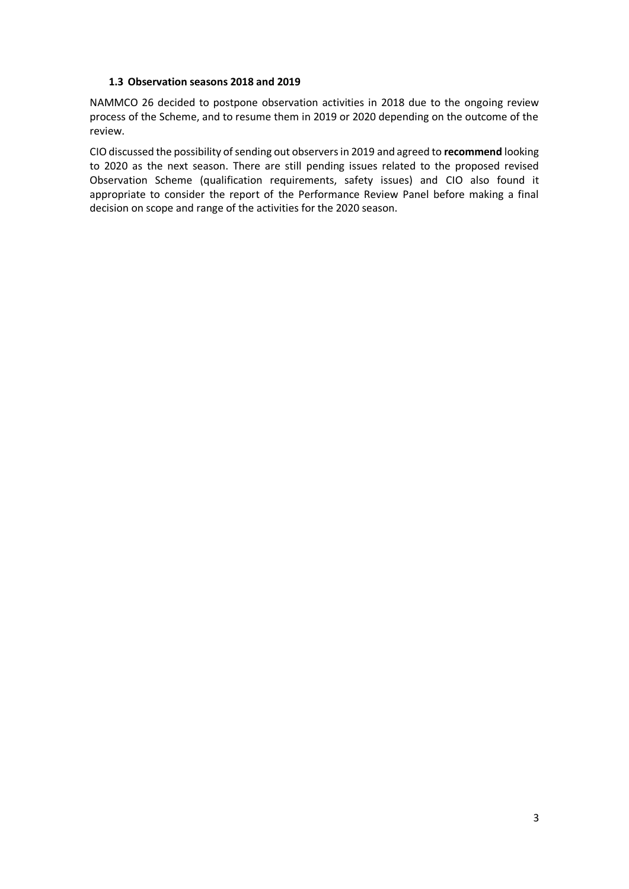### 1.3 Observation seasons 2018 and 2019

NAMMCO 26 decided to postpone observation activities in 2018 due to the ongoing review process of the Scheme, and to resume them in 2019 or 2020 depending on the outcome of the review.

CIO discussed the possibility of sending out observers in 2019 and agreed to **recommend** looking to 2020 as the next season. There are still pending issues related to the proposed revised Observation Scheme (qualification requirements, safety issues) and CIO also found it appropriate to consider the report of the Performance Review Panel before making a final decision on scope and range of the activities for the 2020 season.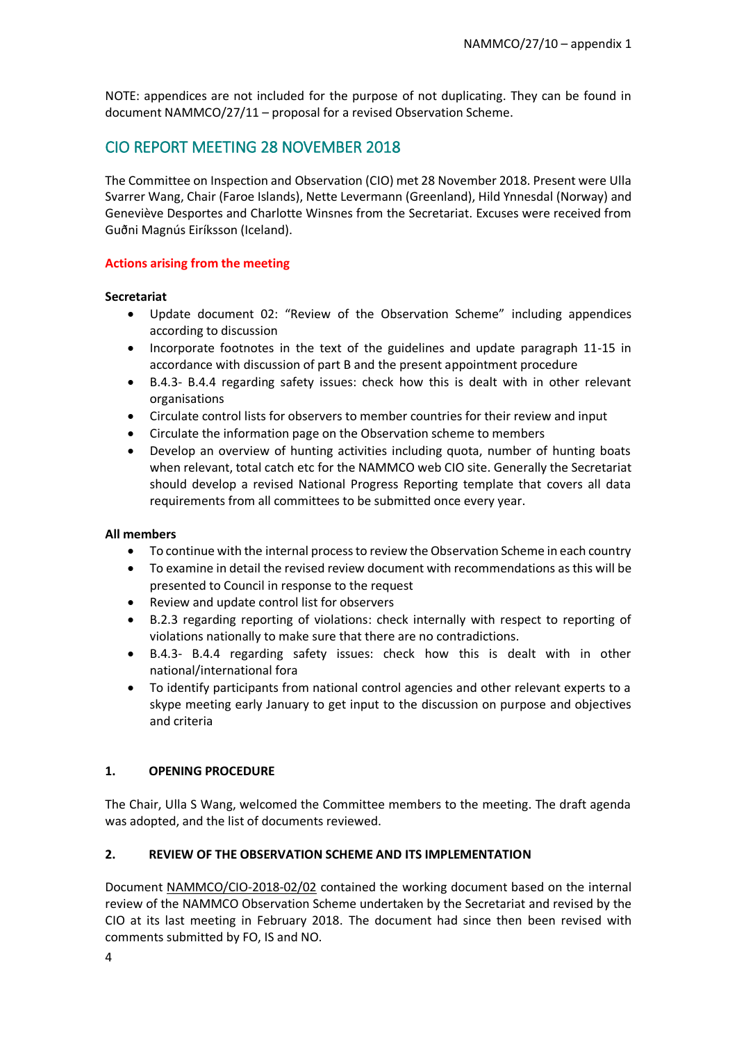NOTE: appendices are not included for the purpose of not duplicating. They can be found in document NAMMCO/27/11 – proposal for a revised Observation Scheme.

# CIO REPORT MEETING 28 NOVEMBER 2018

The Committee on Inspection and Observation (CIO) met 28 November 2018. Present were Ulla Svarrer Wang, Chair (Faroe Islands), Nette Levermann (Greenland), Hild Ynnesdal (Norway) and Geneviève Desportes and Charlotte Winsnes from the Secretariat. Excuses were received from Guðni Magnús Eiríksson (Iceland).

**Actions arising from the meeting**

**Secretariat**

- Update document 02: "Review of the Observation Scheme" including appendices according to discussion
- Incorporate footnotes in the text of the guidelines and update paragraph 11-15 in accordance with discussion of part B and the present appointment procedure
- B.4.3- B.4.4 regarding safety issues: check how this is dealt with in other relevant organisations
- Circulate control lists for observers to member countries for their review and input
- Circulate the information page on the Observation scheme to members
- Develop an overview of hunting activities including quota, number of hunting boats when relevant, total catch etc for the NAMMCO web CIO site. Generally the Secretariat should develop a revised National Progress Reporting template that covers all data requirements from all committees to be submitted once every year.

**All members**

- To continue with the internal process to review the Observation Scheme in each country
- To examine in detail the revised review document with recommendations as this will be presented to Council in response to the request
- Review and update control list for observers
- B.2.3 regarding reporting of violations: check internally with respect to reporting of violations nationally to make sure that there are no contradictions.
- B.4.3- B.4.4 regarding safety issues: check how this is dealt with in other national/international fora
- To identify participants from national control agencies and other relevant experts to a skype meeting early January to get input to the discussion on purpose and objectives and criteria

## 1. OPENING PROCEDURE

The Chair, Ulla S Wang, welcomed the Committee members to the meeting. The draft agenda was adopted, and the list of documents reviewed.

## 2. REVIEW OF THE OBSERVATION SCHEME AND ITS IMPLEMENTATION

Document NAMMCO/CIO-2018-02/02 contained the working document based on the internal review of the NAMMCO Observation Scheme undertaken by the Secretariat and revised by the CIO at its last meeting in February 2018. The document had since then been revised with comments submitted by FO, IS and NO.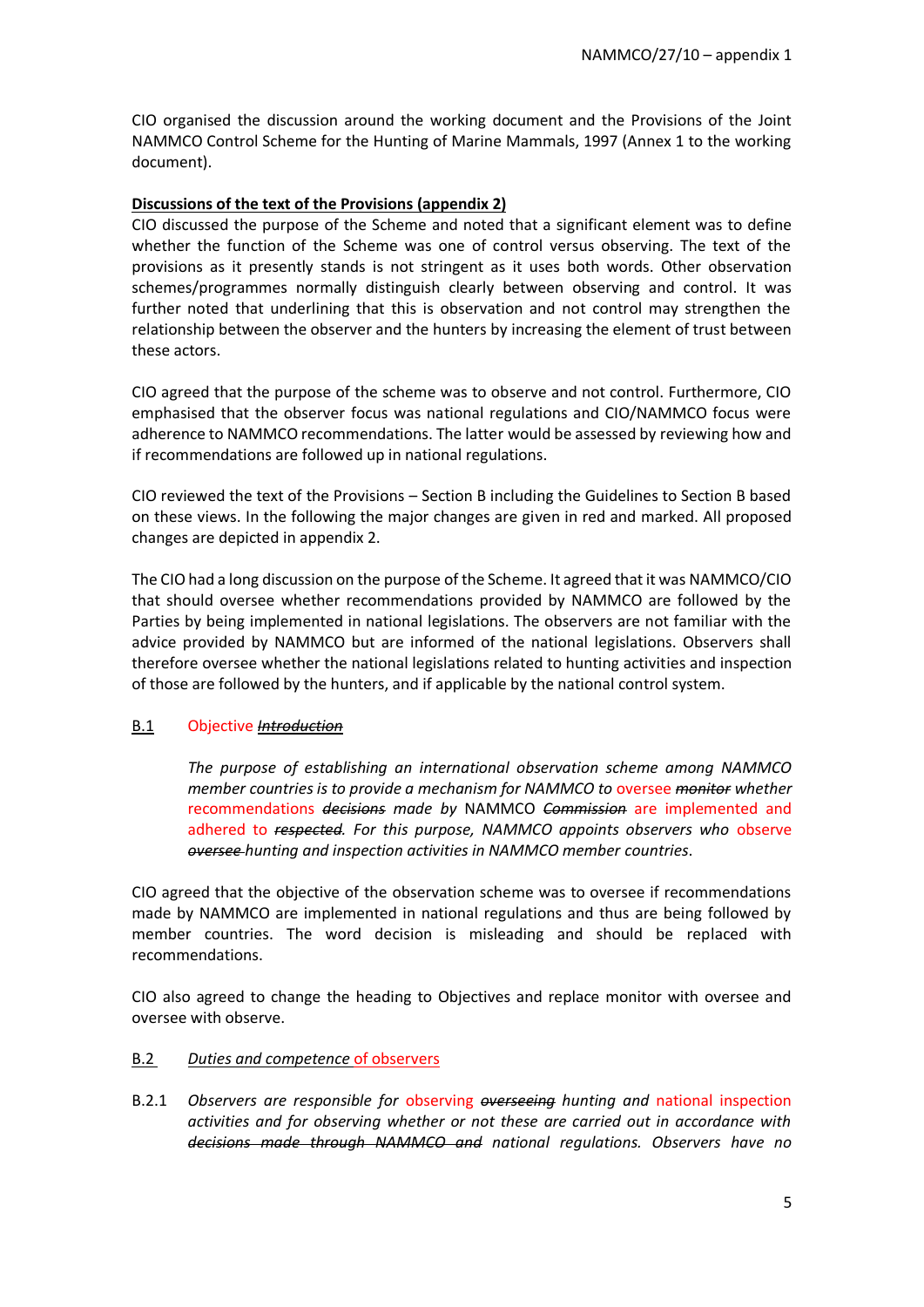CIO organised the discussion around the working document and the Provisions of the Joint NAMMCO Control Scheme for the Hunting of Marine Mammals, 1997 (Annex 1 to the working document).

**Discussions of the text of the Provisions (appendix 2)**

CIO discussed the purpose of the Scheme and noted that a significant element was to define whether the function of the Scheme was one of control versus observing. The text of the provisions as it presently stands is not stringent as it uses both words. Other observation schemes/programmes normally distinguish clearly between observing and control. It was further noted that underlining that this is observation and not control may strengthen the relationship between the observer and the hunters by increasing the element of trust between these actors.

CIO agreed that the purpose of the scheme was to observe and not control. Furthermore, CIO emphasised that the observer focus was national regulations and CIO/NAMMCO focus were adherence to NAMMCO recommendations. The latter would be assessed by reviewing how and if recommendations are followed up in national regulations.

CIO reviewed the text of the Provisions – Section B including the Guidelines to Section B based on these views. In the following the major changes are given in red and marked. All proposed changes are depicted in appendix 2.

The CIO had a long discussion on the purpose of the Scheme. It agreed that it was NAMMCO/CIO that should oversee whether recommendations provided by NAMMCO are followed by the Parties by being implemented in national legislations. The observers are not familiar with the advice provided by NAMMCO but are informed of the national legislations. Observers shall therefore oversee whether the national legislations related to hunting activities and inspection of those are followed by the hunters, and if applicable by the national control system.

## B.1 Objective ~~*Introduction*~~

> *The purpose of establishing an international observation scheme among NAMMCO member countries is to provide a mechanism for NAMMCO to* oversee ~~*monitor*~~ *whether* recommendations ~~*decisions*~~ *made by* NAMMCO ~~*Commission*~~ are implemented and adhered to ~~*respected*~~. *For this purpose, NAMMCO appoints observers who* observe ~~*oversee*~~ *hunting and inspection activities in NAMMCO member countries*.

CIO agreed that the objective of the observation scheme was to oversee if recommendations made by NAMMCO are implemented in national regulations and thus are being followed by member countries. The word decision is misleading and should be replaced with recommendations.

CIO also agreed to change the heading to Objectives and replace monitor with oversee and oversee with observe.

## B.2 *Duties and competence* of observers

B.2.1 *Observers are responsible for* observing ~~*overseeing*~~ *hunting and* national inspection *activities and for observing whether or not these are carried out in accordance with* ~~*decisions made through NAMMCO and*~~ *national regulations. Observers have no*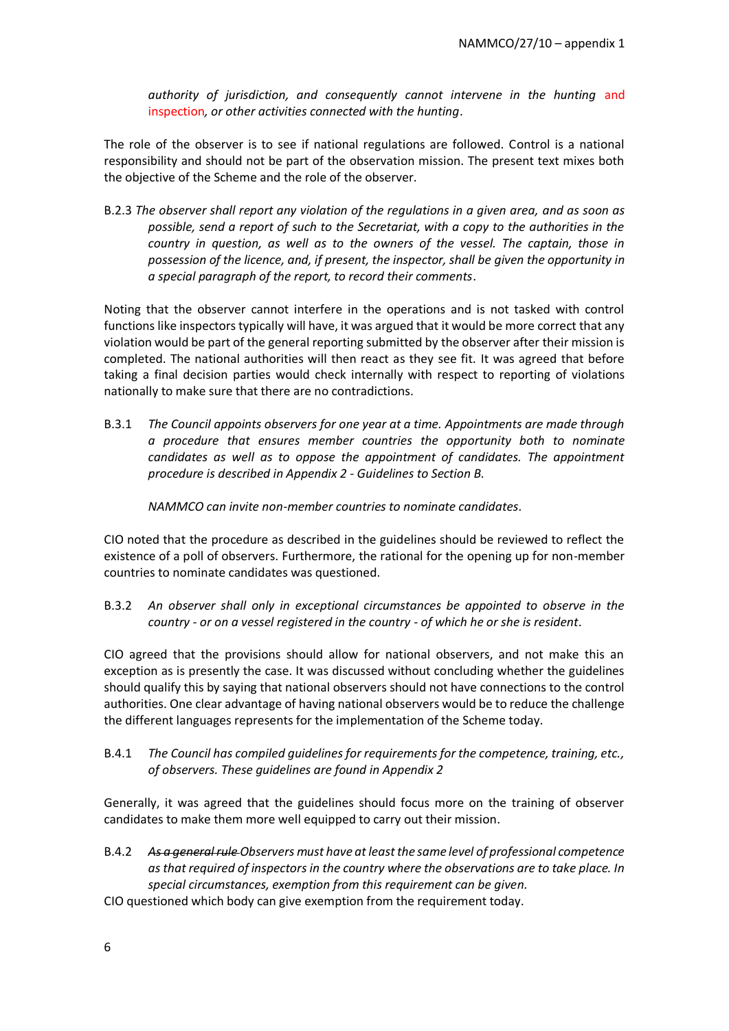*authority of jurisdiction, and consequently cannot intervene in the hunting* and inspection*, or other activities connected with the hunting*.

The role of the observer is to see if national regulations are followed. Control is a national responsibility and should not be part of the observation mission. The present text mixes both the objective of the Scheme and the role of the observer.

B.2.3 *The observer shall report any violation of the regulations in a given area, and as soon as possible, send a report of such to the Secretariat, with a copy to the authorities in the country in question, as well as to the owners of the vessel. The captain, those in possession of the licence, and, if present, the inspector, shall be given the opportunity in a special paragraph of the report, to record their comments*.

Noting that the observer cannot interfere in the operations and is not tasked with control functions like inspectors typically will have, it was argued that it would be more correct that any violation would be part of the general reporting submitted by the observer after their mission is completed. The national authorities will then react as they see fit. It was agreed that before taking a final decision parties would check internally with respect to reporting of violations nationally to make sure that there are no contradictions.

B.3.1 *The Council appoints observers for one year at a time. Appointments are made through a procedure that ensures member countries the opportunity both to nominate candidates as well as to oppose the appointment of candidates. The appointment procedure is described in Appendix 2 - Guidelines to Section B.*

*NAMMCO can invite non-member countries to nominate candidates.*

CIO noted that the procedure as described in the guidelines should be reviewed to reflect the existence of a poll of observers. Furthermore, the rational for the opening up for non-member countries to nominate candidates was questioned.

B.3.2 *An observer shall only in exceptional circumstances be appointed to observe in the country - or on a vessel registered in the country - of which he or she is resident*.

CIO agreed that the provisions should allow for national observers, and not make this an exception as is presently the case. It was discussed without concluding whether the guidelines should qualify this by saying that national observers should not have connections to the control authorities. One clear advantage of having national observers would be to reduce the challenge the different languages represents for the implementation of the Scheme today.

B.4.1 *The Council has compiled guidelines for requirements for the competence, training, etc., of observers. These guidelines are found in Appendix 2*

Generally, it was agreed that the guidelines should focus more on the training of observer candidates to make them more well equipped to carry out their mission.

B.4.2 *~~As a general rule~~ Observers must have at least the same level of professional competence as that required of inspectors in the country where the observations are to take place. In special circumstances, exemption from this requirement can be given.*

CIO questioned which body can give exemption from the requirement today.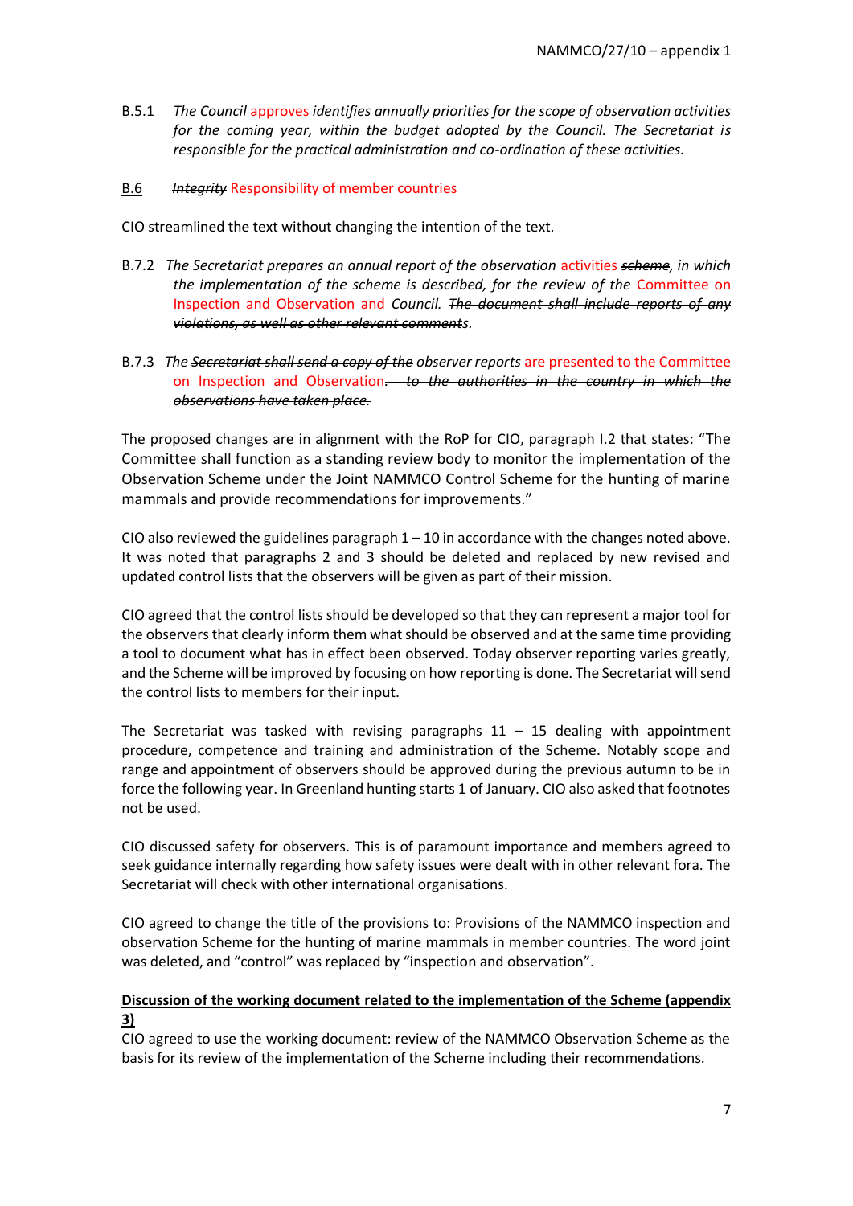B.5.1 *The Council* approves ~~*identifies*~~ *annually priorities for the scope of observation activities for the coming year, within the budget adopted by the Council. The Secretariat is responsible for the practical administration and co-ordination of these activities.*

B.6 ~~*Integrity*~~ Responsibility of member countries

CIO streamlined the text without changing the intention of the text.

B.7.2 *The Secretariat prepares an annual report of the observation* activities ~~*scheme*~~*, in which the implementation of the scheme is described, for the review of the* Committee on Inspection and Observation and *Council.* ~~*The document shall include reports of any violations, as well as other relevant comments*~~*.*

B.7.3 *The* ~~*Secretariat shall send a copy of the*~~ *observer reports* are presented to the Committee on Inspection and Observation. ~~*to the authorities in the country in which the observations have taken place.*~~

The proposed changes are in alignment with the RoP for CIO, paragraph I.2 that states: "The Committee shall function as a standing review body to monitor the implementation of the Observation Scheme under the Joint NAMMCO Control Scheme for the hunting of marine mammals and provide recommendations for improvements."

CIO also reviewed the guidelines paragraph 1 – 10 in accordance with the changes noted above. It was noted that paragraphs 2 and 3 should be deleted and replaced by new revised and updated control lists that the observers will be given as part of their mission.

CIO agreed that the control lists should be developed so that they can represent a major tool for the observers that clearly inform them what should be observed and at the same time providing a tool to document what has in effect been observed. Today observer reporting varies greatly, and the Scheme will be improved by focusing on how reporting is done. The Secretariat will send the control lists to members for their input.

The Secretariat was tasked with revising paragraphs 11 – 15 dealing with appointment procedure, competence and training and administration of the Scheme. Notably scope and range and appointment of observers should be approved during the previous autumn to be in force the following year. In Greenland hunting starts 1 of January. CIO also asked that footnotes not be used.

CIO discussed safety for observers. This is of paramount importance and members agreed to seek guidance internally regarding how safety issues were dealt with in other relevant fora. The Secretariat will check with other international organisations.

CIO agreed to change the title of the provisions to: Provisions of the NAMMCO inspection and observation Scheme for the hunting of marine mammals in member countries. The word joint was deleted, and "control" was replaced by "inspection and observation".

**Discussion of the working document related to the implementation of the Scheme (appendix 3)**

CIO agreed to use the working document: review of the NAMMCO Observation Scheme as the basis for its review of the implementation of the Scheme including their recommendations.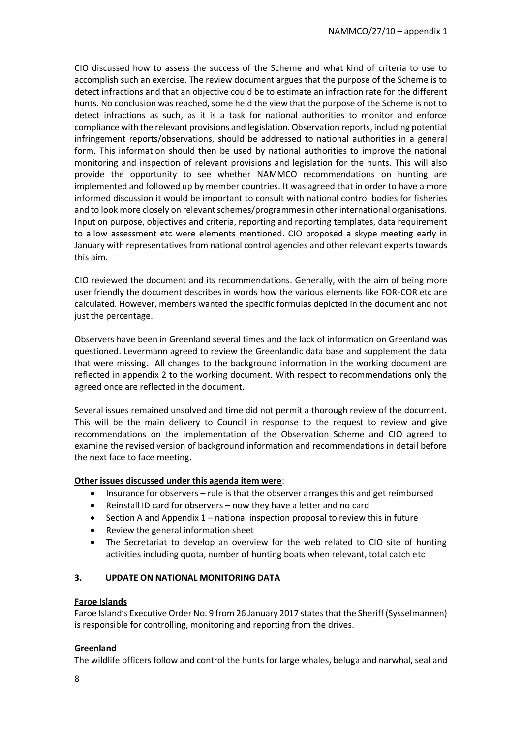CIO discussed how to assess the success of the Scheme and what kind of criteria to use to accomplish such an exercise. The review document argues that the purpose of the Scheme is to detect infractions and that an objective could be to estimate an infraction rate for the different hunts. No conclusion was reached, some held the view that the purpose of the Scheme is not to detect infractions as such, as it is a task for national authorities to monitor and enforce compliance with the relevant provisions and legislation. Observation reports, including potential infringement reports/observations, should be addressed to national authorities in a general form. This information should then be used by national authorities to improve the national monitoring and inspection of relevant provisions and legislation for the hunts. This will also provide the opportunity to see whether NAMMCO recommendations on hunting are implemented and followed up by member countries. It was agreed that in order to have a more informed discussion it would be important to consult with national control bodies for fisheries and to look more closely on relevant schemes/programmes in other international organisations. Input on purpose, objectives and criteria, reporting and reporting templates, data requirement to allow assessment etc were elements mentioned. CIO proposed a skype meeting early in January with representatives from national control agencies and other relevant experts towards this aim.

CIO reviewed the document and its recommendations. Generally, with the aim of being more user friendly the document describes in words how the various elements like FOR-COR etc are calculated. However, members wanted the specific formulas depicted in the document and not just the percentage.

Observers have been in Greenland several times and the lack of information on Greenland was questioned. Levermann agreed to review the Greenlandic data base and supplement the data that were missing. All changes to the background information in the working document are reflected in appendix 2 to the working document. With respect to recommendations only the agreed once are reflected in the document.

Several issues remained unsolved and time did not permit a thorough review of the document. This will be the main delivery to Council in response to the request to review and give recommendations on the implementation of the Observation Scheme and CIO agreed to examine the revised version of background information and recommendations in detail before the next face to face meeting.

**Other issues discussed under this agenda item were**:

- Insurance for observers – rule is that the observer arranges this and get reimbursed
- Reinstall ID card for observers – now they have a letter and no card
- Section A and Appendix 1 – national inspection proposal to review this in future
- Review the general information sheet
- The Secretariat to develop an overview for the web related to CIO site of hunting activities including quota, number of hunting boats when relevant, total catch etc

## 3. UPDATE ON NATIONAL MONITORING DATA

**Faroe Islands**

Faroe Island's Executive Order No. 9 from 26 January 2017 states that the Sheriff (Sysselmannen) is responsible for controlling, monitoring and reporting from the drives.

**Greenland**

The wildlife officers follow and control the hunts for large whales, beluga and narwhal, seal and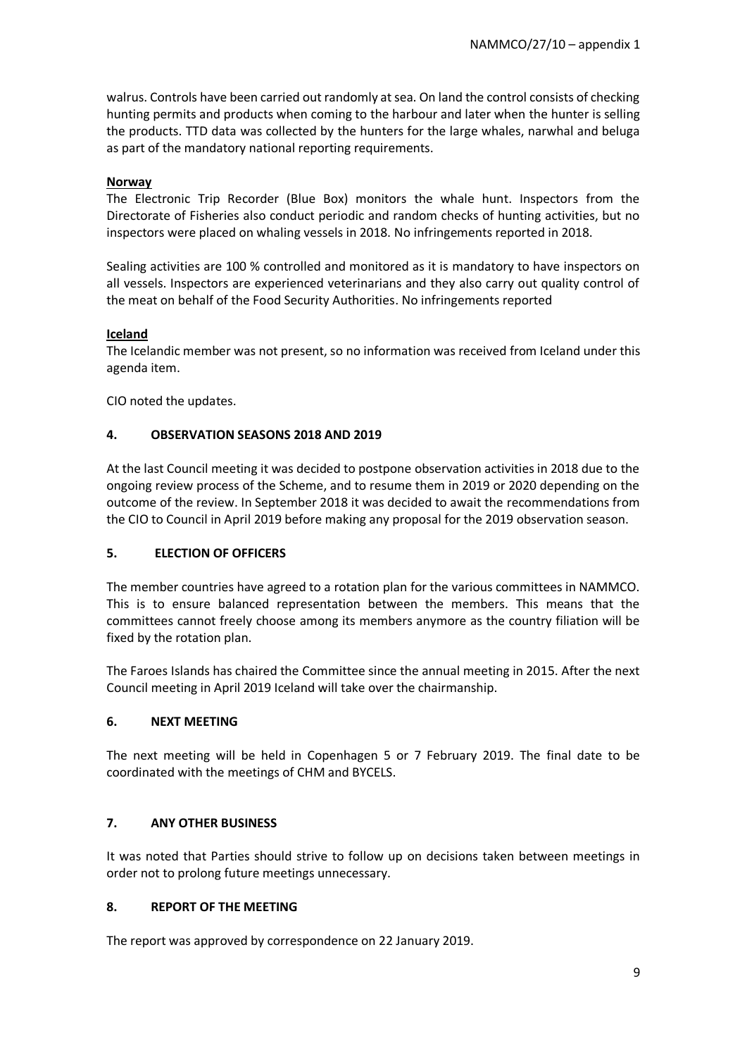walrus. Controls have been carried out randomly at sea. On land the control consists of checking hunting permits and products when coming to the harbour and later when the hunter is selling the products. TTD data was collected by the hunters for the large whales, narwhal and beluga as part of the mandatory national reporting requirements.

**Norway**

The Electronic Trip Recorder (Blue Box) monitors the whale hunt. Inspectors from the Directorate of Fisheries also conduct periodic and random checks of hunting activities, but no inspectors were placed on whaling vessels in 2018. No infringements reported in 2018.

Sealing activities are 100 % controlled and monitored as it is mandatory to have inspectors on all vessels. Inspectors are experienced veterinarians and they also carry out quality control of the meat on behalf of the Food Security Authorities. No infringements reported

**Iceland**

The Icelandic member was not present, so no information was received from Iceland under this agenda item.

CIO noted the updates.

## 4. OBSERVATION SEASONS 2018 AND 2019

At the last Council meeting it was decided to postpone observation activities in 2018 due to the ongoing review process of the Scheme, and to resume them in 2019 or 2020 depending on the outcome of the review. In September 2018 it was decided to await the recommendations from the CIO to Council in April 2019 before making any proposal for the 2019 observation season.

## 5. ELECTION OF OFFICERS

The member countries have agreed to a rotation plan for the various committees in NAMMCO. This is to ensure balanced representation between the members. This means that the committees cannot freely choose among its members anymore as the country filiation will be fixed by the rotation plan.

The Faroes Islands has chaired the Committee since the annual meeting in 2015. After the next Council meeting in April 2019 Iceland will take over the chairmanship.

## 6. NEXT MEETING

The next meeting will be held in Copenhagen 5 or 7 February 2019. The final date to be coordinated with the meetings of CHM and BYCELS.

## 7. ANY OTHER BUSINESS

It was noted that Parties should strive to follow up on decisions taken between meetings in order not to prolong future meetings unnecessary.

## 8. REPORT OF THE MEETING

The report was approved by correspondence on 22 January 2019.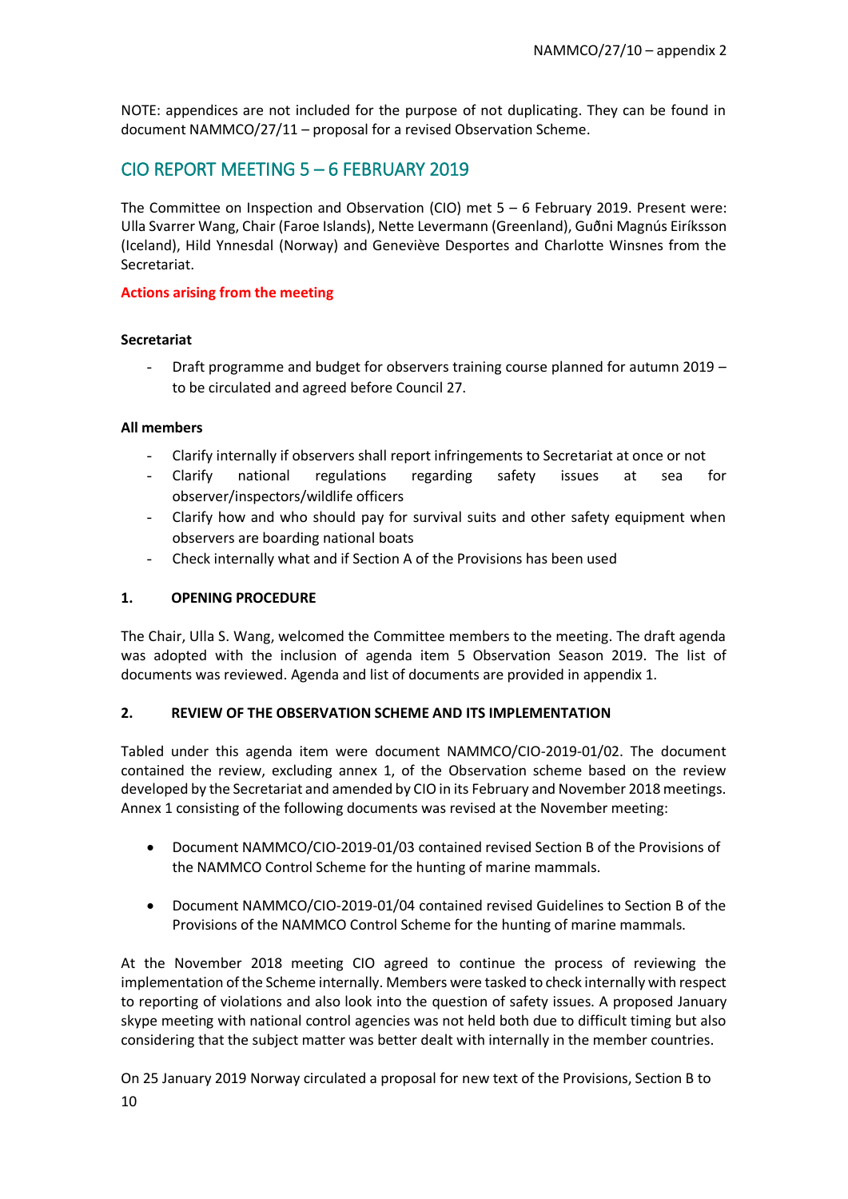NOTE: appendices are not included for the purpose of not duplicating. They can be found in document NAMMCO/27/11 – proposal for a revised Observation Scheme.

## CIO REPORT MEETING 5 – 6 FEBRUARY 2019

The Committee on Inspection and Observation (CIO) met 5 – 6 February 2019. Present were: Ulla Svarrer Wang, Chair (Faroe Islands), Nette Levermann (Greenland), Guðni Magnús Eiríksson (Iceland), Hild Ynnesdal (Norway) and Geneviève Desportes and Charlotte Winsnes from the Secretariat.

**Actions arising from the meeting**

**Secretariat**

- Draft programme and budget for observers training course planned for autumn 2019 – to be circulated and agreed before Council 27.

**All members**

- Clarify internally if observers shall report infringements to Secretariat at once or not
- Clarify national regulations regarding safety issues at sea for observer/inspectors/wildlife officers
- Clarify how and who should pay for survival suits and other safety equipment when observers are boarding national boats
- Check internally what and if Section A of the Provisions has been used

### 1. OPENING PROCEDURE

The Chair, Ulla S. Wang, welcomed the Committee members to the meeting. The draft agenda was adopted with the inclusion of agenda item 5 Observation Season 2019. The list of documents was reviewed. Agenda and list of documents are provided in appendix 1.

### 2. REVIEW OF THE OBSERVATION SCHEME AND ITS IMPLEMENTATION

Tabled under this agenda item were document NAMMCO/CIO-2019-01/02. The document contained the review, excluding annex 1, of the Observation scheme based on the review developed by the Secretariat and amended by CIO in its February and November 2018 meetings. Annex 1 consisting of the following documents was revised at the November meeting:

- Document NAMMCO/CIO-2019-01/03 contained revised Section B of the Provisions of the NAMMCO Control Scheme for the hunting of marine mammals.
- Document NAMMCO/CIO-2019-01/04 contained revised Guidelines to Section B of the Provisions of the NAMMCO Control Scheme for the hunting of marine mammals.

At the November 2018 meeting CIO agreed to continue the process of reviewing the implementation of the Scheme internally. Members were tasked to check internally with respect to reporting of violations and also look into the question of safety issues. A proposed January skype meeting with national control agencies was not held both due to difficult timing but also considering that the subject matter was better dealt with internally in the member countries.

On 25 January 2019 Norway circulated a proposal for new text of the Provisions, Section B to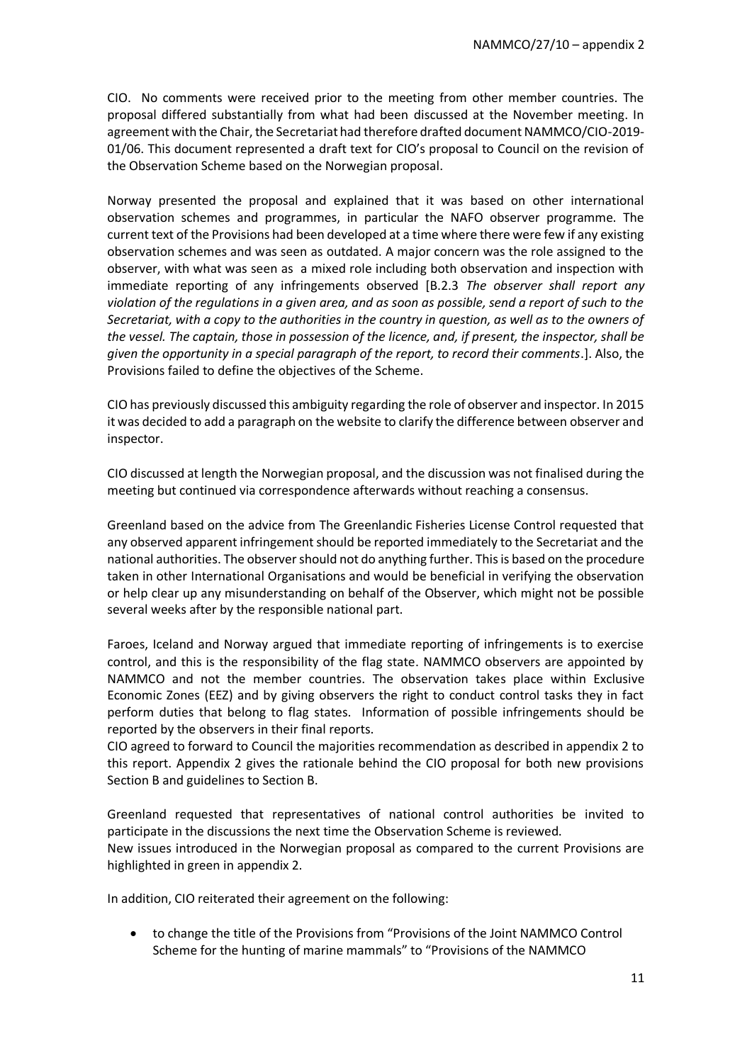CIO. No comments were received prior to the meeting from other member countries. The proposal differed substantially from what had been discussed at the November meeting. In agreement with the Chair, the Secretariat had therefore drafted document NAMMCO/CIO-2019-01/06. This document represented a draft text for CIO's proposal to Council on the revision of the Observation Scheme based on the Norwegian proposal.

Norway presented the proposal and explained that it was based on other international observation schemes and programmes, in particular the NAFO observer programme. The current text of the Provisions had been developed at a time where there were few if any existing observation schemes and was seen as outdated. A major concern was the role assigned to the observer, with what was seen as a mixed role including both observation and inspection with immediate reporting of any infringements observed [B.2.3 *The observer shall report any violation of the regulations in a given area, and as soon as possible, send a report of such to the Secretariat, with a copy to the authorities in the country in question, as well as to the owners of the vessel. The captain, those in possession of the licence, and, if present, the inspector, shall be given the opportunity in a special paragraph of the report, to record their comments*.]. Also, the Provisions failed to define the objectives of the Scheme.

CIO has previously discussed this ambiguity regarding the role of observer and inspector. In 2015 it was decided to add a paragraph on the website to clarify the difference between observer and inspector.

CIO discussed at length the Norwegian proposal, and the discussion was not finalised during the meeting but continued via correspondence afterwards without reaching a consensus.

Greenland based on the advice from The Greenlandic Fisheries License Control requested that any observed apparent infringement should be reported immediately to the Secretariat and the national authorities. The observer should not do anything further. This is based on the procedure taken in other International Organisations and would be beneficial in verifying the observation or help clear up any misunderstanding on behalf of the Observer, which might not be possible several weeks after by the responsible national part.

Faroes, Iceland and Norway argued that immediate reporting of infringements is to exercise control, and this is the responsibility of the flag state. NAMMCO observers are appointed by NAMMCO and not the member countries. The observation takes place within Exclusive Economic Zones (EEZ) and by giving observers the right to conduct control tasks they in fact perform duties that belong to flag states. Information of possible infringements should be reported by the observers in their final reports.

CIO agreed to forward to Council the majorities recommendation as described in appendix 2 to this report. Appendix 2 gives the rationale behind the CIO proposal for both new provisions Section B and guidelines to Section B.

Greenland requested that representatives of national control authorities be invited to participate in the discussions the next time the Observation Scheme is reviewed.

New issues introduced in the Norwegian proposal as compared to the current Provisions are highlighted in green in appendix 2.

In addition, CIO reiterated their agreement on the following:

- to change the title of the Provisions from "Provisions of the Joint NAMMCO Control Scheme for the hunting of marine mammals" to "Provisions of the NAMMCO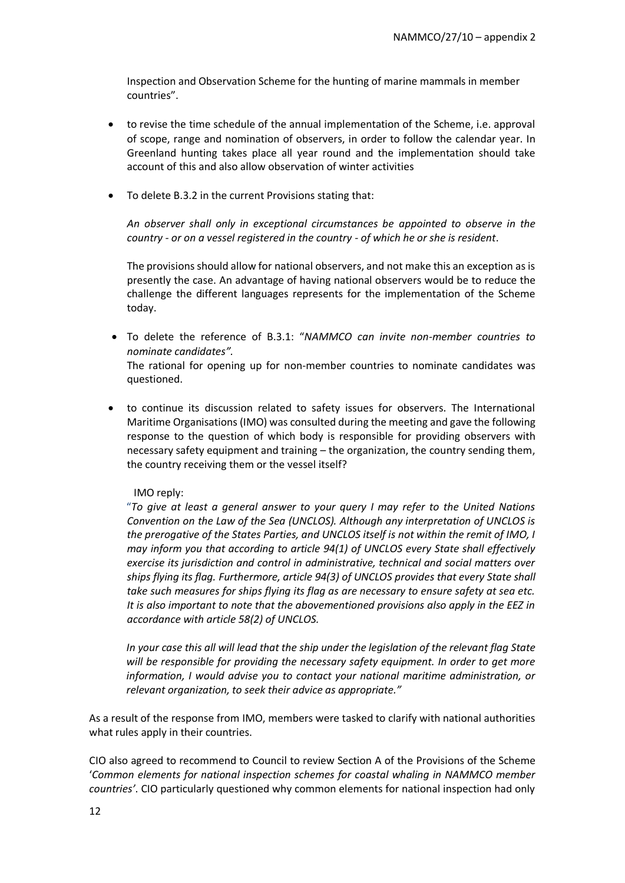Inspection and Observation Scheme for the hunting of marine mammals in member countries".

- to revise the time schedule of the annual implementation of the Scheme, i.e. approval of scope, range and nomination of observers, in order to follow the calendar year. In Greenland hunting takes place all year round and the implementation should take account of this and also allow observation of winter activities

- To delete B.3.2 in the current Provisions stating that:

  *An observer shall only in exceptional circumstances be appointed to observe in the country - or on a vessel registered in the country - of which he or she is resident*.

  The provisions should allow for national observers, and not make this an exception as is presently the case. An advantage of having national observers would be to reduce the challenge the different languages represents for the implementation of the Scheme today.

- To delete the reference of B.3.1: "*NAMMCO can invite non-member countries to nominate candidates".*
  The rational for opening up for non-member countries to nominate candidates was questioned.

- to continue its discussion related to safety issues for observers. The International Maritime Organisations (IMO) was consulted during the meeting and gave the following response to the question of which body is responsible for providing observers with necessary safety equipment and training – the organization, the country sending them, the country receiving them or the vessel itself?

  IMO reply:

  "*To give at least a general answer to your query I may refer to the United Nations Convention on the Law of the Sea (UNCLOS). Although any interpretation of UNCLOS is the prerogative of the States Parties, and UNCLOS itself is not within the remit of IMO, I may inform you that according to article 94(1) of UNCLOS every State shall effectively exercise its jurisdiction and control in administrative, technical and social matters over ships flying its flag. Furthermore, article 94(3) of UNCLOS provides that every State shall take such measures for ships flying its flag as are necessary to ensure safety at sea etc. It is also important to note that the abovementioned provisions also apply in the EEZ in accordance with article 58(2) of UNCLOS.*

  *In your case this all will lead that the ship under the legislation of the relevant flag State will be responsible for providing the necessary safety equipment. In order to get more information, I would advise you to contact your national maritime administration, or relevant organization, to seek their advice as appropriate."*

As a result of the response from IMO, members were tasked to clarify with national authorities what rules apply in their countries.

CIO also agreed to recommend to Council to review Section A of the Provisions of the Scheme '*Common elements for national inspection schemes for coastal whaling in NAMMCO member countries'*. CIO particularly questioned why common elements for national inspection had only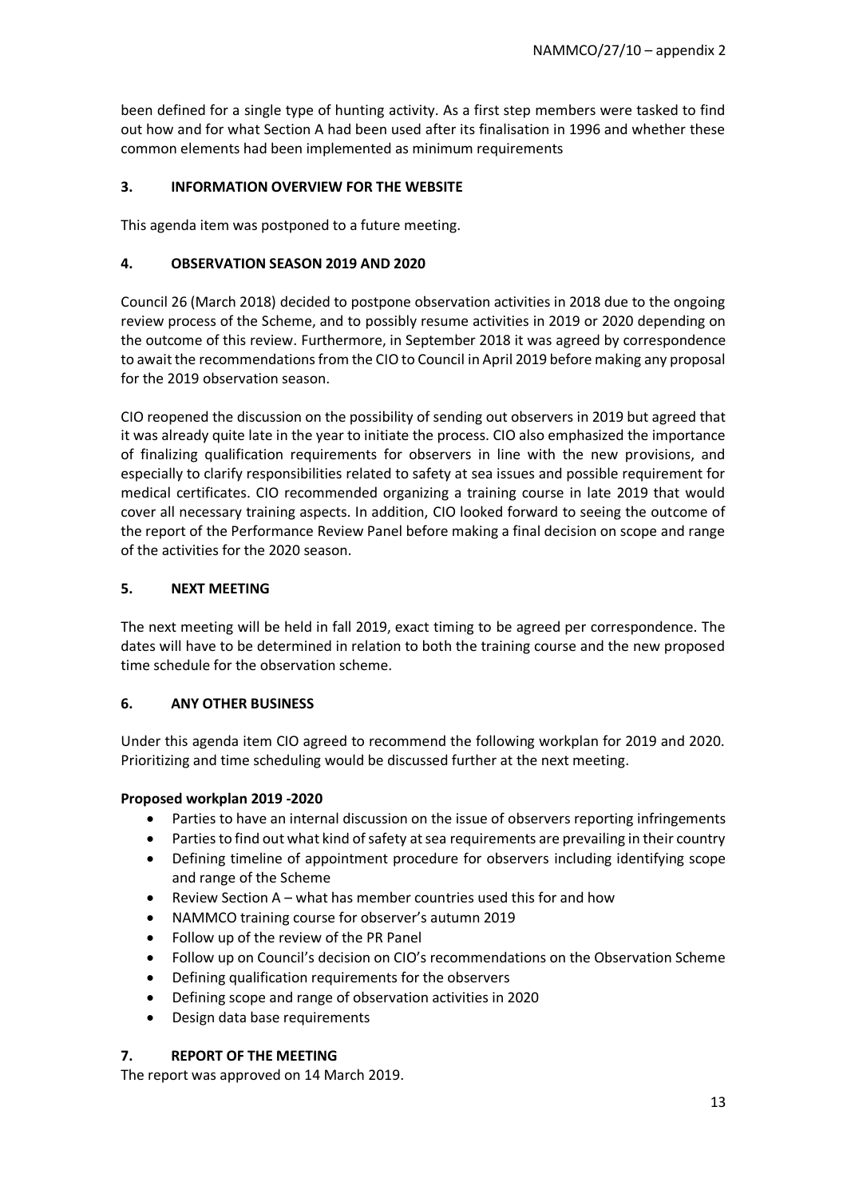been defined for a single type of hunting activity. As a first step members were tasked to find out how and for what Section A had been used after its finalisation in 1996 and whether these common elements had been implemented as minimum requirements

## 3. INFORMATION OVERVIEW FOR THE WEBSITE

This agenda item was postponed to a future meeting.

## 4. OBSERVATION SEASON 2019 AND 2020

Council 26 (March 2018) decided to postpone observation activities in 2018 due to the ongoing review process of the Scheme, and to possibly resume activities in 2019 or 2020 depending on the outcome of this review. Furthermore, in September 2018 it was agreed by correspondence to await the recommendations from the CIO to Council in April 2019 before making any proposal for the 2019 observation season.

CIO reopened the discussion on the possibility of sending out observers in 2019 but agreed that it was already quite late in the year to initiate the process. CIO also emphasized the importance of finalizing qualification requirements for observers in line with the new provisions, and especially to clarify responsibilities related to safety at sea issues and possible requirement for medical certificates. CIO recommended organizing a training course in late 2019 that would cover all necessary training aspects. In addition, CIO looked forward to seeing the outcome of the report of the Performance Review Panel before making a final decision on scope and range of the activities for the 2020 season.

## 5. NEXT MEETING

The next meeting will be held in fall 2019, exact timing to be agreed per correspondence. The dates will have to be determined in relation to both the training course and the new proposed time schedule for the observation scheme.

## 6. ANY OTHER BUSINESS

Under this agenda item CIO agreed to recommend the following workplan for 2019 and 2020. Prioritizing and time scheduling would be discussed further at the next meeting.

**Proposed workplan 2019 -2020**

- Parties to have an internal discussion on the issue of observers reporting infringements
- Parties to find out what kind of safety at sea requirements are prevailing in their country
- Defining timeline of appointment procedure for observers including identifying scope and range of the Scheme
- Review Section A – what has member countries used this for and how
- NAMMCO training course for observer's autumn 2019
- Follow up of the review of the PR Panel
- Follow up on Council's decision on CIO's recommendations on the Observation Scheme
- Defining qualification requirements for the observers
- Defining scope and range of observation activities in 2020
- Design data base requirements

## 7. REPORT OF THE MEETING

The report was approved on 14 March 2019.